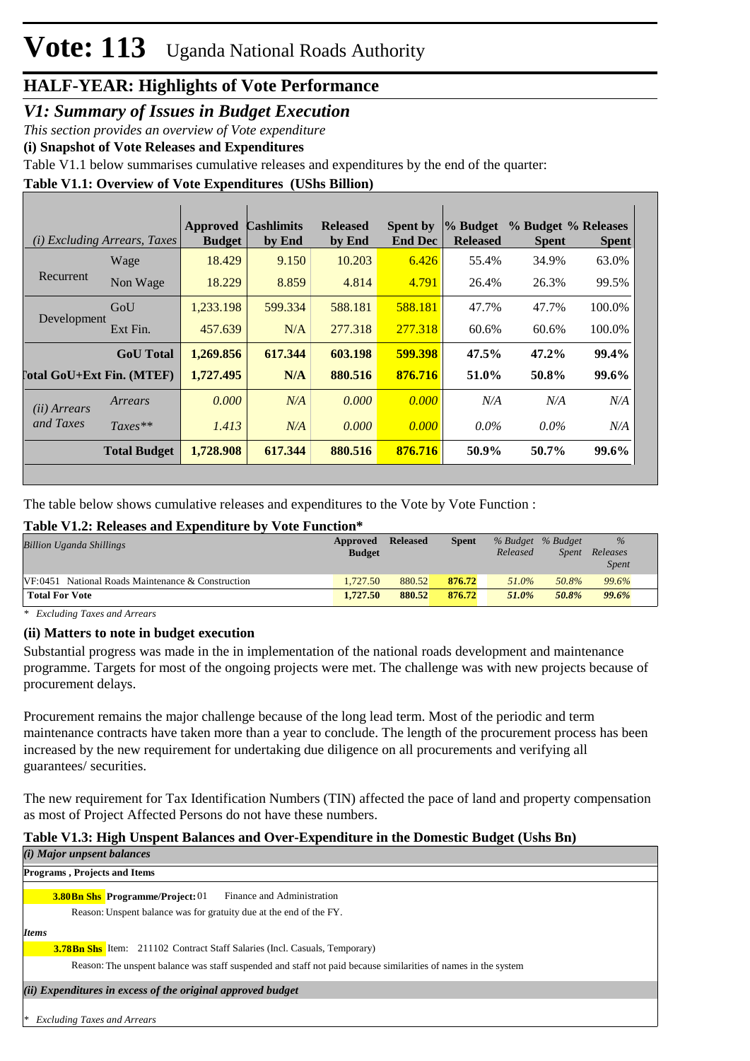# Vote: 113 Uganda National Roads Authority

## HALF-YEAR: Highlights of Vote Performance

### *V1: Summary of Issues in Budget Execution*

*This section provides an overview of Vote expenditure*

**(i) Snapshot of Vote Releases and Expenditures**

Table V1.1 below summarises cumulative releases and expenditures by the end of the quarter:

**Table V1.1: Overview of Vote Expenditures (UShs Billion)**

| *(i) Excluding Arrears, Taxes* | | Approved Budget | Cashlimits by End | Released by End | Spent by End Dec | % Budget Released | % Budget Spent | % Releases Spent |
|---|---|---|---|---|---|---|---|---|
| Recurrent | Wage | 18.429 | 9.150 | 10.203 | 6.426 | 55.4% | 34.9% | 63.0% |
| | Non Wage | 18.229 | 8.859 | 4.814 | 4.791 | 26.4% | 26.3% | 99.5% |
| Development | GoU | 1,233.198 | 599.334 | 588.181 | 588.181 | 47.7% | 47.7% | 100.0% |
| | Ext Fin. | 457.639 | N/A | 277.318 | 277.318 | 60.6% | 60.6% | 100.0% |
| | **GoU Total** | **1,269.856** | **617.344** | **603.198** | **599.398** | **47.5%** | **47.2%** | **99.4%** |
| **Total GoU+Ext Fin. (MTEF)** | | **1,727.495** | **N/A** | **880.516** | **876.716** | **51.0%** | **50.8%** | **99.6%** |
| *(ii) Arrears and Taxes* | *Arrears* | *0.000* | *N/A* | *0.000* | *0.000* | *N/A* | *N/A* | *N/A* |
| | *Taxes\*\** | *1.413* | *N/A* | *0.000* | *0.000* | *0.0%* | *0.0%* | *N/A* |
| | **Total Budget** | **1,728.908** | **617.344** | **880.516** | **876.716** | **50.9%** | **50.7%** | **99.6%** |

The table below shows cumulative releases and expenditures to the Vote by Vote Function :

**Table V1.2: Releases and Expenditure by Vote Function***

| *Billion Uganda Shillings* | Approved Budget | Released | Spent | *% Budget Released* | *% Budget Spent* | *% Releases Spent* |
|---|---|---|---|---|---|---|
| VF:0451 National Roads Maintenance & Construction | 1,727.50 | 880.52 | 876.72 | *51.0%* | *50.8%* | *99.6%* |
| **Total For Vote** | **1,727.50** | **880.52** | **876.72** | ***51.0%*** | ***50.8%*** | ***99.6%*** |

*\* Excluding Taxes and Arrears*

**(ii) Matters to note in budget execution**

Substantial progress was made in the in implementation of the national roads development and maintenance programme. Targets for most of the ongoing projects were met. The challenge was with new projects because of procurement delays.

Procurement remains the major challenge because of the long lead term. Most of the periodic and term maintenance contracts have taken more than a year to conclude. The length of the procurement process has been increased by the new requirement for undertaking due diligence on all procurements and verifying all guarantees/ securities.

The new requirement for Tax Identification Numbers (TIN) affected the pace of land and property compensation as most of Project Affected Persons do not have these numbers.

**Table V1.3: High Unspent Balances and Over-Expenditure in the Domestic Budget (Ushs Bn)**

***(i) Major unpent balances***

**Programs , Projects and Items**

**3.80Bn Shs** **Programme/Project:** 01 Finance and Administration

Reason: Unspent balance was for gratuity due at the end of the FY.

***Items***

**3.78Bn Shs** Item: 211102 Contract Staff Salaries (Incl. Casuals, Temporary)

Reason: The unspent balance was staff suspended and staff not paid because similarities of names in the system

***(ii) Expenditures in excess of the original approved budget***

*\* Excluding Taxes and Arrears*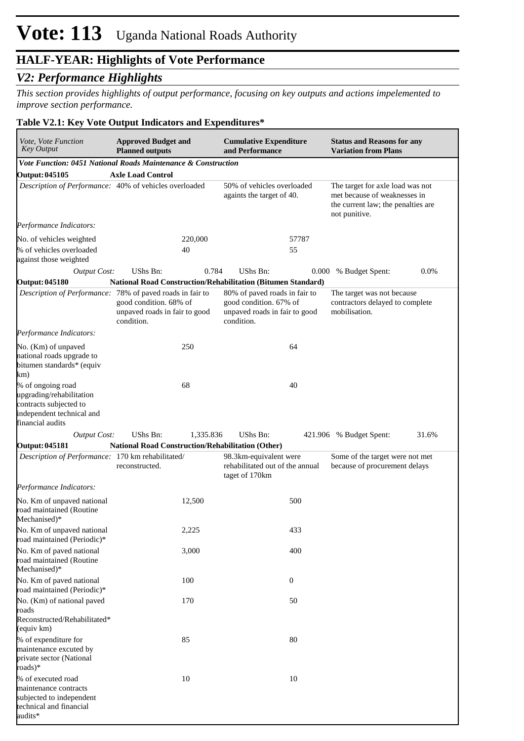# Vote: 113 Uganda National Roads Authority

## HALF-YEAR: Highlights of Vote Performance

### *V2: Performance Highlights*

*This section provides highlights of output performance, focusing on key outputs and actions impelemented to improve section performance.*

**Table V2.1: Key Vote Output Indicators and Expenditures***

| *Vote, Vote Function Key Output* | **Approved Budget and Planned outputs** | | **Cumulative Expenditure and Performance** | | **Status and Reasons for any Variation from Plans** | |
|---|---|---|---|---|---|---|
| ***Vote Function: 0451 National Roads Maintenance & Construction*** | | | | | | |
| **Output: 045105** | **Axle Load Control** | | | | | |
| *Description of Performance:* | 40% of vehicles overloaded | | 50% of vehicles overloaded againts the target of 40. | | The target for axle load was not met because of weaknesses in the current law; the penalties are not punitive. | |
| *Performance Indicators:* | | | | | | |
| No. of vehicles weighted | | 220,000 | | 57787 | | |
| % of vehicles overloaded against those weighted | | 40 | | 55 | | |
| *Output Cost:* | UShs Bn: | 0.784 | UShs Bn: | 0.000 | % Budget Spent: | 0.0% |
| **Output: 045180** | **National Road Construction/Rehabilitation (Bitumen Standard)** | | | | | |
| *Description of Performance:* | 78% of paved roads in fair to good condition. 68% of unpaved roads in fair to good condition. | | 80% of paved roads in fair to good condition. 67% of unpaved roads in fair to good condition. | | The target was not because contractors delayed to complete mobilisation. | |
| *Performance Indicators:* | | | | | | |
| No. (Km) of unpaved national roads upgrade to bitumen standards* (equiv km) | | 250 | | 64 | | |
| % of ongoing road upgrading/rehabilitation contracts subjected to independent technical and financial audits | | 68 | | 40 | | |
| *Output Cost:* | UShs Bn: | 1,335.836 | UShs Bn: | 421.906 | % Budget Spent: | 31.6% |
| **Output: 045181** | **National Road Construction/Rehabilitation (Other)** | | | | | |
| *Description of Performance:* | 170 km rehabilitated/ reconstructed. | | 98.3km-equivalent were rehabilitated out of the annual taget of 170km | | Some of the target were not met because of procurement delays | |
| *Performance Indicators:* | | | | | | |
| No. Km of unpaved national road maintained (Routine Mechanised)* | | 12,500 | | 500 | | |
| No. Km of unpaved national road maintained (Periodic)* | | 2,225 | | 433 | | |
| No. Km of paved national road maintained (Routine Mechanised)* | | 3,000 | | 400 | | |
| No. Km of paved national road maintained (Periodic)* | | 100 | | 0 | | |
| No. (Km) of national paved roads Reconstructed/Rehabilitated* (equiv km) | | 170 | | 50 | | |
| % of expenditure for maintenance excuted by private sector (National roads)* | | 85 | | 80 | | |
| % of executed road maintenance contracts subjected to independent technical and financial audits* | | 10 | | 10 | | |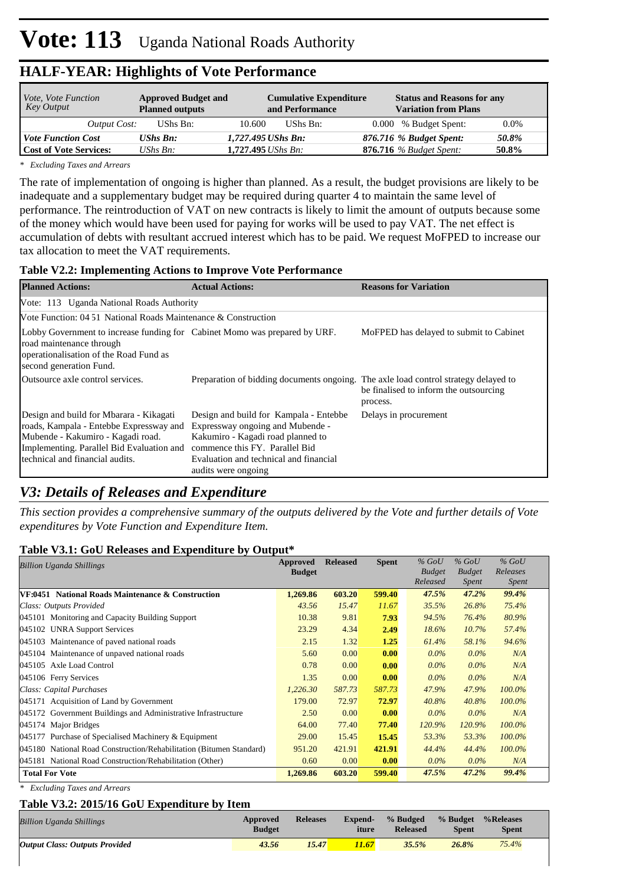# Vote: 113 Uganda National Roads Authority

## HALF-YEAR: Highlights of Vote Performance

| *Vote, Vote Function Key Output* | **Approved Budget and Planned outputs** | | **Cumulative Expenditure and Performance** | | **Status and Reasons for any Variation from Plans** | |
|---|---|---|---|---|---|---|
| *Output Cost:* | UShs Bn: | 10.600 | UShs Bn: | 0.000 | % Budget Spent: | 0.0% |
| ***Vote Function Cost*** | ***UShs Bn:*** | ***1,727.495*** | ***UShs Bn:*** | ***876.716*** | ***% Budget Spent:*** | ***50.8%*** |
| **Cost of Vote Services:** | *UShs Bn:* | **1,727.495** | *UShs Bn:* | **876.716** | *% Budget Spent:* | **50.8%** |

*\* Excluding Taxes and Arrears*

The rate of implementation of ongoing is higher than planned. As a result, the budget provisions are likely to be inadequate and a supplementary budget may be required during quarter 4 to maintain the same level of performance. The reintroduction of VAT on new contracts is likely to limit the amount of outputs because some of the money which would have been used for paying for works will be used to pay VAT. The net effect is accumulation of debts with resultant accrued interest which has to be paid. We request MoFPED to increase our tax allocation to meet the VAT requirements.

**Table V2.2: Implementing Actions to Improve Vote Performance**

| **Planned Actions:** | **Actual Actions:** | **Reasons for Variation** |
|---|---|---|
| Vote: 113 Uganda National Roads Authority | | |
| Vote Function: 04 51 National Roads Maintenance & Construction | | |
| Lobby Government to increase funding for road maintenance through operationalisation of the Road Fund as second generation Fund. | Cabinet Momo was prepared by URF. | MoFPED has delayed to submit to Cabinet |
| Outsource axle control services. | Preparation of bidding documents ongoing. | The axle load control strategy delayed to be finalised to inform the outsourcing process. |
| Design and build for Mbarara - Kikagati roads, Kampala - Entebbe Expressway and Mubende - Kakumiro - Kagadi road. Implementing. Parallel Bid Evaluation and technical and financial audits. | Design and build for Kampala - Entebbe Expressway ongoing and Mubende - Kakumiro - Kagadi road planned to commence this FY. Parallel Bid Evaluation and technical and financial audits were ongoing | Delays in procurement |

## *V3: Details of Releases and Expenditure*

*This section provides a comprehensive summary of the outputs delivered by the Vote and further details of Vote expenditures by Vote Function and Expenditure Item.*

**Table V3.1: GoU Releases and Expenditure by Output\***

| *Billion Uganda Shillings* | **Approved Budget** | **Released** | **Spent** | *% GoU Budget Released* | *% GoU Budget Spent* | *% GoU Releases Spent* |
|---|---|---|---|---|---|---|
| **VF:0451 National Roads Maintenance & Construction** | **1,269.86** | **603.20** | **599.40** | ***47.5%*** | ***47.2%*** | ***99.4%*** |
| *Class: Outputs Provided* | *43.56* | *15.47* | *11.67* | *35.5%* | *26.8%* | *75.4%* |
| 045101 Monitoring and Capacity Building Support | 10.38 | 9.81 | **7.93** | *94.5%* | *76.4%* | *80.9%* |
| 045102 UNRA Support Services | 23.29 | 4.34 | **2.49** | *18.6%* | *10.7%* | *57.4%* |
| 045103 Maintenance of paved national roads | 2.15 | 1.32 | **1.25** | *61.4%* | *58.1%* | *94.6%* |
| 045104 Maintenance of unpaved national roads | 5.60 | 0.00 | **0.00** | *0.0%* | *0.0%* | *N/A* |
| 045105 Axle Load Control | 0.78 | 0.00 | **0.00** | *0.0%* | *0.0%* | *N/A* |
| 045106 Ferry Services | 1.35 | 0.00 | **0.00** | *0.0%* | *0.0%* | *N/A* |
| *Class: Capital Purchases* | *1,226.30* | *587.73* | *587.73* | *47.9%* | *47.9%* | *100.0%* |
| 045171 Acquisition of Land by Government | 179.00 | 72.97 | **72.97** | *40.8%* | *40.8%* | *100.0%* |
| 045172 Government Buildings and Administrative Infrastructure | 2.50 | 0.00 | **0.00** | *0.0%* | *0.0%* | *N/A* |
| 045174 Major Bridges | 64.00 | 77.40 | **77.40** | *120.9%* | *120.9%* | *100.0%* |
| 045177 Purchase of Specialised Machinery & Equipment | 29.00 | 15.45 | **15.45** | *53.3%* | *53.3%* | *100.0%* |
| 045180 National Road Construction/Rehabilitation (Bitumen Standard) | 951.20 | 421.91 | **421.91** | *44.4%* | *44.4%* | *100.0%* |
| 045181 National Road Construction/Rehabilitation (Other) | 0.60 | 0.00 | **0.00** | *0.0%* | *0.0%* | *N/A* |
| **Total For Vote** | **1,269.86** | **603.20** | **599.40** | ***47.5%*** | ***47.2%*** | ***99.4%*** |

*\* Excluding Taxes and Arrears*

**Table V3.2: 2015/16 GoU Expenditure by Item**

| *Billion Uganda Shillings* | **Approved Budget** | **Releases** | **Expend-iture** | **% Budged Released** | **% Budget Spent** | **%Releases Spent** |
|---|---|---|---|---|---|---|
| ***Output Class: Outputs Provided*** | ***43.56*** | ***15.47*** | ***11.67*** | ***35.5%*** | ***26.8%*** | *75.4%* |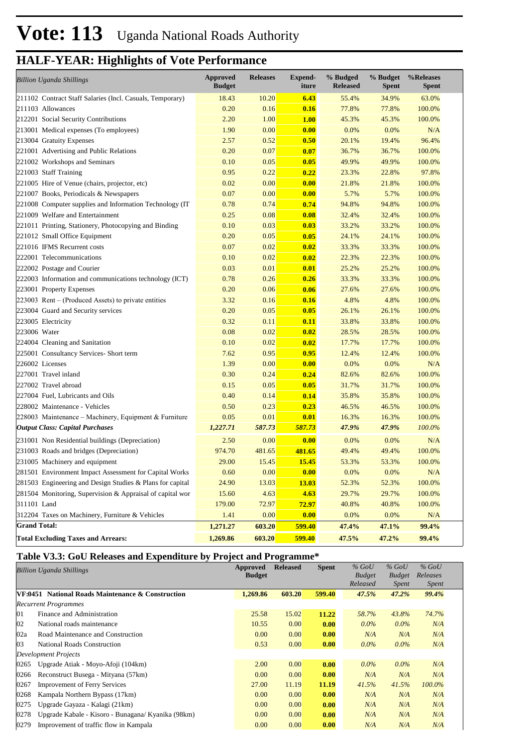# Vote: 113 Uganda National Roads Authority

## HALF-YEAR: Highlights of Vote Performance

| *Billion Uganda Shillings* | Approved Budget | Releases | Expend-iture | % Budged Released | % Budget Spent | %Releases Spent |
|---|---|---|---|---|---|---|
| 211102 Contract Staff Salaries (Incl. Casuals, Temporary) | 18.43 | 10.20 | 6.43 | 55.4% | 34.9% | 63.0% |
| 211103 Allowances | 0.20 | 0.16 | 0.16 | 77.8% | 77.8% | 100.0% |
| 212201 Social Security Contributions | 2.20 | 1.00 | 1.00 | 45.3% | 45.3% | 100.0% |
| 213001 Medical expenses (To employees) | 1.90 | 0.00 | 0.00 | 0.0% | 0.0% | N/A |
| 213004 Gratuity Expenses | 2.57 | 0.52 | 0.50 | 20.1% | 19.4% | 96.4% |
| 221001 Advertising and Public Relations | 0.20 | 0.07 | 0.07 | 36.7% | 36.7% | 100.0% |
| 221002 Workshops and Seminars | 0.10 | 0.05 | 0.05 | 49.9% | 49.9% | 100.0% |
| 221003 Staff Training | 0.95 | 0.22 | 0.22 | 23.3% | 22.8% | 97.8% |
| 221005 Hire of Venue (chairs, projector, etc) | 0.02 | 0.00 | 0.00 | 21.8% | 21.8% | 100.0% |
| 221007 Books, Periodicals & Newspapers | 0.07 | 0.00 | 0.00 | 5.7% | 5.7% | 100.0% |
| 221008 Computer supplies and Information Technology (IT | 0.78 | 0.74 | 0.74 | 94.8% | 94.8% | 100.0% |
| 221009 Welfare and Entertainment | 0.25 | 0.08 | 0.08 | 32.4% | 32.4% | 100.0% |
| 221011 Printing, Stationery, Photocopying and Binding | 0.10 | 0.03 | 0.03 | 33.2% | 33.2% | 100.0% |
| 221012 Small Office Equipment | 0.20 | 0.05 | 0.05 | 24.1% | 24.1% | 100.0% |
| 221016 IFMS Recurrent costs | 0.07 | 0.02 | 0.02 | 33.3% | 33.3% | 100.0% |
| 222001 Telecommunications | 0.10 | 0.02 | 0.02 | 22.3% | 22.3% | 100.0% |
| 222002 Postage and Courier | 0.03 | 0.01 | 0.01 | 25.2% | 25.2% | 100.0% |
| 222003 Information and communications technology (ICT) | 0.78 | 0.26 | 0.26 | 33.3% | 33.3% | 100.0% |
| 223001 Property Expenses | 0.20 | 0.06 | 0.06 | 27.6% | 27.6% | 100.0% |
| 223003 Rent – (Produced Assets) to private entities | 3.32 | 0.16 | 0.16 | 4.8% | 4.8% | 100.0% |
| 223004 Guard and Security services | 0.20 | 0.05 | 0.05 | 26.1% | 26.1% | 100.0% |
| 223005 Electricity | 0.32 | 0.11 | 0.11 | 33.8% | 33.8% | 100.0% |
| 223006 Water | 0.08 | 0.02 | 0.02 | 28.5% | 28.5% | 100.0% |
| 224004 Cleaning and Sanitation | 0.10 | 0.02 | 0.02 | 17.7% | 17.7% | 100.0% |
| 225001 Consultancy Services- Short term | 7.62 | 0.95 | 0.95 | 12.4% | 12.4% | 100.0% |
| 226002 Licenses | 1.39 | 0.00 | 0.00 | 0.0% | 0.0% | N/A |
| 227001 Travel inland | 0.30 | 0.24 | 0.24 | 82.6% | 82.6% | 100.0% |
| 227002 Travel abroad | 0.15 | 0.05 | 0.05 | 31.7% | 31.7% | 100.0% |
| 227004 Fuel, Lubricants and Oils | 0.40 | 0.14 | 0.14 | 35.8% | 35.8% | 100.0% |
| 228002 Maintenance - Vehicles | 0.50 | 0.23 | 0.23 | 46.5% | 46.5% | 100.0% |
| 228003 Maintenance – Machinery, Equipment & Furniture | 0.05 | 0.01 | 0.01 | 16.3% | 16.3% | 100.0% |
| ***Output Class: Capital Purchases*** | ***1,227.71*** | ***587.73*** | ***587.73*** | ***47.9%*** | ***47.9%*** | ***100.0%*** |
| 231001 Non Residential buildings (Depreciation) | 2.50 | 0.00 | 0.00 | 0.0% | 0.0% | N/A |
| 231003 Roads and bridges (Depreciation) | 974.70 | 481.65 | 481.65 | 49.4% | 49.4% | 100.0% |
| 231005 Machinery and equipment | 29.00 | 15.45 | 15.45 | 53.3% | 53.3% | 100.0% |
| 281501 Environment Impact Assessment for Capital Works | 0.60 | 0.00 | 0.00 | 0.0% | 0.0% | N/A |
| 281503 Engineering and Design Studies & Plans for capital | 24.90 | 13.03 | 13.03 | 52.3% | 52.3% | 100.0% |
| 281504 Monitoring, Supervision & Appraisal of capital wor | 15.60 | 4.63 | 4.63 | 29.7% | 29.7% | 100.0% |
| 311101 Land | 179.00 | 72.97 | 72.97 | 40.8% | 40.8% | 100.0% |
| 312204 Taxes on Machinery, Furniture & Vehicles | 1.41 | 0.00 | 0.00 | 0.0% | 0.0% | N/A |
| **Grand Total:** | **1,271.27** | **603.20** | **599.40** | **47.4%** | **47.1%** | **99.4%** |
| **Total Excluding Taxes and Arrears:** | **1,269.86** | **603.20** | **599.40** | **47.5%** | **47.2%** | **99.4%** |

## Table V3.3: GoU Releases and Expenditure by Project and Programme*

| *Billion Uganda Shillings* | | Approved Budget | Released | Spent | *% GoU Budget Released* | *% GoU Budget Spent* | *% GoU Releases Spent* |
|---|---|---|---|---|---|---|---|
| **VF:0451 National Roads Maintenance & Construction** | | **1,269.86** | **603.20** | **599.40** | ***47.5%*** | ***47.2%*** | ***99.4%*** |
| *Recurrent Programmes* | | | | | | | |
| 01 | Finance and Administration | 25.58 | 15.02 | 11.22 | *58.7%* | *43.8%* | *74.7%* |
| 02 | National roads maintenance | 10.55 | 0.00 | 0.00 | *0.0%* | *0.0%* | *N/A* |
| 02a | Road Maintenance and Construction | 0.00 | 0.00 | 0.00 | *N/A* | *N/A* | *N/A* |
| 03 | National Roads Construction | 0.53 | 0.00 | 0.00 | *0.0%* | *0.0%* | *N/A* |
| *Development Projects* | | | | | | | |
| 0265 | Upgrade Atiak - Moyo-Afoji (104km) | 2.00 | 0.00 | 0.00 | *0.0%* | *0.0%* | *N/A* |
| 0266 | Reconstruct Busega - Mityana (57km) | 0.00 | 0.00 | 0.00 | *N/A* | *N/A* | *N/A* |
| 0267 | Improvement of Ferry Services | 27.00 | 11.19 | 11.19 | *41.5%* | *41.5%* | *100.0%* |
| 0268 | Kampala Northern Bypass (17km) | 0.00 | 0.00 | 0.00 | *N/A* | *N/A* | *N/A* |
| 0275 | Upgrade Gayaza - Kalagi (21km) | 0.00 | 0.00 | 0.00 | *N/A* | *N/A* | *N/A* |
| 0278 | Upgrade Kabale - Kisoro - Bunagana/ Kyanika (98km) | 0.00 | 0.00 | 0.00 | *N/A* | *N/A* | *N/A* |
| 0279 | Improvement of traffic flow in Kampala | 0.00 | 0.00 | 0.00 | *N/A* | *N/A* | *N/A* |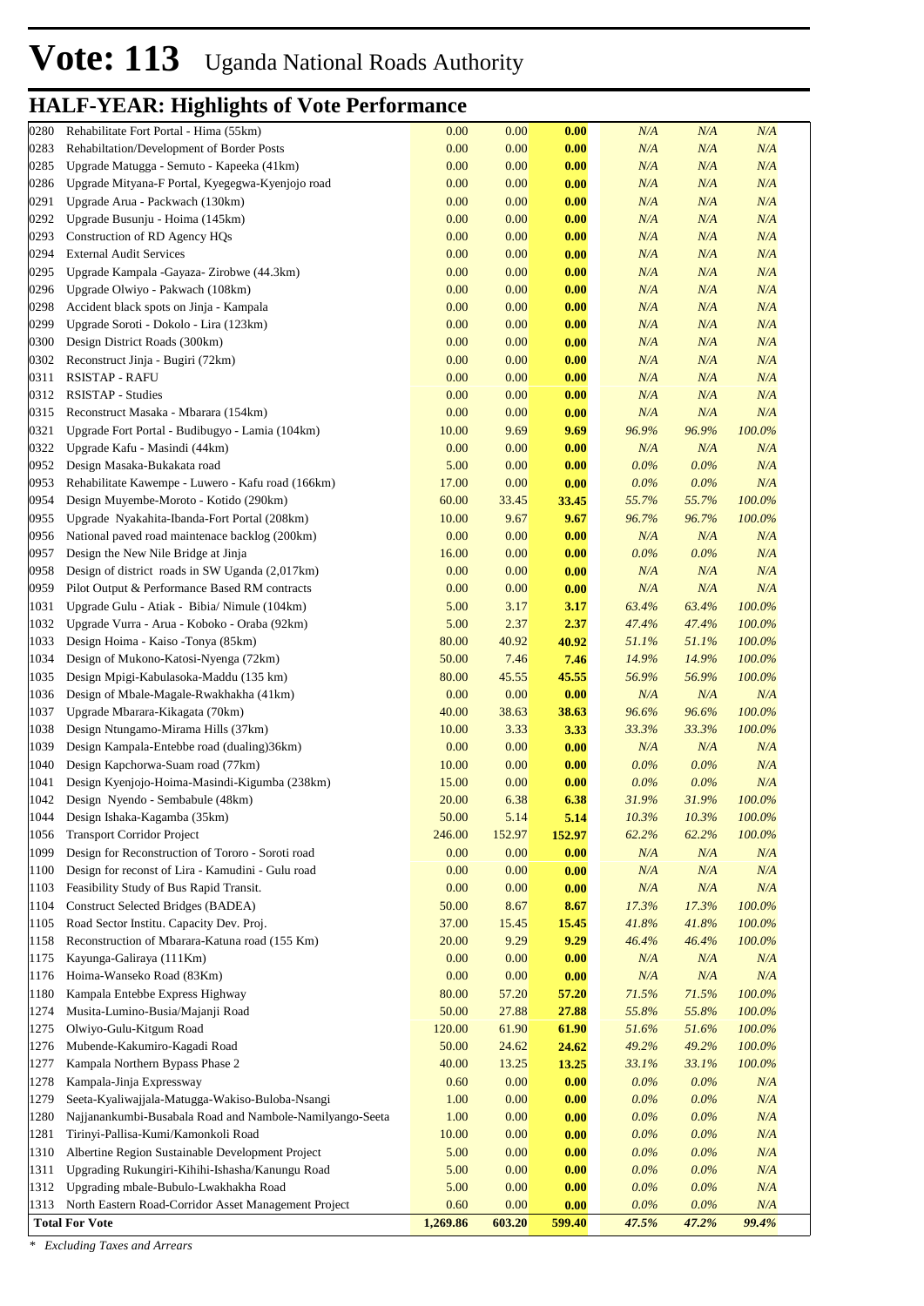# Vote: 113 Uganda National Roads Authority

## HALF-YEAR: Highlights of Vote Performance

| | | | | | | | |
|---|---|---|---|---|---|---|---|
| 0280 | Rehabilitate Fort Portal - Hima (55km) | 0.00 | 0.00 | **0.00** | *N/A* | *N/A* | *N/A* |
| 0283 | Rehabiltation/Development of Border Posts | 0.00 | 0.00 | **0.00** | *N/A* | *N/A* | *N/A* |
| 0285 | Upgrade Matugga - Semuto - Kapeeka (41km) | 0.00 | 0.00 | **0.00** | *N/A* | *N/A* | *N/A* |
| 0286 | Upgrade Mityana-F Portal, Kyegegwa-Kyenjojo road | 0.00 | 0.00 | **0.00** | *N/A* | *N/A* | *N/A* |
| 0291 | Upgrade Arua - Packwach (130km) | 0.00 | 0.00 | **0.00** | *N/A* | *N/A* | *N/A* |
| 0292 | Upgrade Busunju - Hoima (145km) | 0.00 | 0.00 | **0.00** | *N/A* | *N/A* | *N/A* |
| 0293 | Construction of RD Agency HQs | 0.00 | 0.00 | **0.00** | *N/A* | *N/A* | *N/A* |
| 0294 | External Audit Services | 0.00 | 0.00 | **0.00** | *N/A* | *N/A* | *N/A* |
| 0295 | Upgrade Kampala -Gayaza- Zirobwe (44.3km) | 0.00 | 0.00 | **0.00** | *N/A* | *N/A* | *N/A* |
| 0296 | Upgrade Olwiyo - Pakwach (108km) | 0.00 | 0.00 | **0.00** | *N/A* | *N/A* | *N/A* |
| 0298 | Accident black spots on Jinja - Kampala | 0.00 | 0.00 | **0.00** | *N/A* | *N/A* | *N/A* |
| 0299 | Upgrade Soroti - Dokolo - Lira (123km) | 0.00 | 0.00 | **0.00** | *N/A* | *N/A* | *N/A* |
| 0300 | Design District Roads (300km) | 0.00 | 0.00 | **0.00** | *N/A* | *N/A* | *N/A* |
| 0302 | Reconstruct Jinja - Bugiri (72km) | 0.00 | 0.00 | **0.00** | *N/A* | *N/A* | *N/A* |
| 0311 | RSISTAP - RAFU | 0.00 | 0.00 | **0.00** | *N/A* | *N/A* | *N/A* |
| 0312 | RSISTAP - Studies | 0.00 | 0.00 | **0.00** | *N/A* | *N/A* | *N/A* |
| 0315 | Reconstruct Masaka - Mbarara (154km) | 0.00 | 0.00 | **0.00** | *N/A* | *N/A* | *N/A* |
| 0321 | Upgrade Fort Portal - Budibugyo - Lamia (104km) | 10.00 | 9.69 | **9.69** | *96.9%* | *96.9%* | *100.0%* |
| 0322 | Upgrade Kafu - Masindi (44km) | 0.00 | 0.00 | **0.00** | *N/A* | *N/A* | *N/A* |
| 0952 | Design Masaka-Bukakata road | 5.00 | 0.00 | **0.00** | *0.0%* | *0.0%* | *N/A* |
| 0953 | Rehabilitate Kawempe - Luwero - Kafu road (166km) | 17.00 | 0.00 | **0.00** | *0.0%* | *0.0%* | *N/A* |
| 0954 | Design Muyembe-Moroto - Kotido (290km) | 60.00 | 33.45 | **33.45** | *55.7%* | *55.7%* | *100.0%* |
| 0955 | Upgrade Nyakahita-Ibanda-Fort Portal (208km) | 10.00 | 9.67 | **9.67** | *96.7%* | *96.7%* | *100.0%* |
| 0956 | National paved road maintenace backlog (200km) | 0.00 | 0.00 | **0.00** | *N/A* | *N/A* | *N/A* |
| 0957 | Design the New Nile Bridge at Jinja | 16.00 | 0.00 | **0.00** | *0.0%* | *0.0%* | *N/A* |
| 0958 | Design of district roads in SW Uganda (2,017km) | 0.00 | 0.00 | **0.00** | *N/A* | *N/A* | *N/A* |
| 0959 | Pilot Output & Performance Based RM contracts | 0.00 | 0.00 | **0.00** | *N/A* | *N/A* | *N/A* |
| 1031 | Upgrade Gulu - Atiak - Bibia/ Nimule (104km) | 5.00 | 3.17 | **3.17** | *63.4%* | *63.4%* | *100.0%* |
| 1032 | Upgrade Vurra - Arua - Koboko - Oraba (92km) | 5.00 | 2.37 | **2.37** | *47.4%* | *47.4%* | *100.0%* |
| 1033 | Design Hoima - Kaiso -Tonya (85km) | 80.00 | 40.92 | **40.92** | *51.1%* | *51.1%* | *100.0%* |
| 1034 | Design of Mukono-Katosi-Nyenga (72km) | 50.00 | 7.46 | **7.46** | *14.9%* | *14.9%* | *100.0%* |
| 1035 | Design Mpigi-Kabulasoka-Maddu (135 km) | 80.00 | 45.55 | **45.55** | *56.9%* | *56.9%* | *100.0%* |
| 1036 | Design of Mbale-Magale-Rwakhakha (41km) | 0.00 | 0.00 | **0.00** | *N/A* | *N/A* | *N/A* |
| 1037 | Upgrade Mbarara-Kikagata (70km) | 40.00 | 38.63 | **38.63** | *96.6%* | *96.6%* | *100.0%* |
| 1038 | Design Ntungamo-Mirama Hills (37km) | 10.00 | 3.33 | **3.33** | *33.3%* | *33.3%* | *100.0%* |
| 1039 | Design Kampala-Entebbe road (dualing)36km) | 0.00 | 0.00 | **0.00** | *N/A* | *N/A* | *N/A* |
| 1040 | Design Kapchorwa-Suam road (77km) | 10.00 | 0.00 | **0.00** | *0.0%* | *0.0%* | *N/A* |
| 1041 | Design Kyenjojo-Hoima-Masindi-Kigumba (238km) | 15.00 | 0.00 | **0.00** | *0.0%* | *0.0%* | *N/A* |
| 1042 | Design Nyendo - Sembabule (48km) | 20.00 | 6.38 | **6.38** | *31.9%* | *31.9%* | *100.0%* |
| 1044 | Design Ishaka-Kagamba (35km) | 50.00 | 5.14 | **5.14** | *10.3%* | *10.3%* | *100.0%* |
| 1056 | Transport Corridor Project | 246.00 | 152.97 | **152.97** | *62.2%* | *62.2%* | *100.0%* |
| 1099 | Design for Reconstruction of Tororo - Soroti road | 0.00 | 0.00 | **0.00** | *N/A* | *N/A* | *N/A* |
| 1100 | Design for reconst of Lira - Kamudini - Gulu road | 0.00 | 0.00 | **0.00** | *N/A* | *N/A* | *N/A* |
| 1103 | Feasibility Study of Bus Rapid Transit. | 0.00 | 0.00 | **0.00** | *N/A* | *N/A* | *N/A* |
| 1104 | Construct Selected Bridges (BADEA) | 50.00 | 8.67 | **8.67** | *17.3%* | *17.3%* | *100.0%* |
| 1105 | Road Sector Institu. Capacity Dev. Proj. | 37.00 | 15.45 | **15.45** | *41.8%* | *41.8%* | *100.0%* |
| 1158 | Reconstruction of Mbarara-Katuna road (155 Km) | 20.00 | 9.29 | **9.29** | *46.4%* | *46.4%* | *100.0%* |
| 1175 | Kayunga-Galiraya (111Km) | 0.00 | 0.00 | **0.00** | *N/A* | *N/A* | *N/A* |
| 1176 | Hoima-Wanseko Road (83Km) | 0.00 | 0.00 | **0.00** | *N/A* | *N/A* | *N/A* |
| 1180 | Kampala Entebbe Express Highway | 80.00 | 57.20 | **57.20** | *71.5%* | *71.5%* | *100.0%* |
| 1274 | Musita-Lumino-Busia/Majanji Road | 50.00 | 27.88 | **27.88** | *55.8%* | *55.8%* | *100.0%* |
| 1275 | Olwiyo-Gulu-Kitgum Road | 120.00 | 61.90 | **61.90** | *51.6%* | *51.6%* | *100.0%* |
| 1276 | Mubende-Kakumiro-Kagadi Road | 50.00 | 24.62 | **24.62** | *49.2%* | *49.2%* | *100.0%* |
| 1277 | Kampala Northern Bypass Phase 2 | 40.00 | 13.25 | **13.25** | *33.1%* | *33.1%* | *100.0%* |
| 1278 | Kampala-Jinja Expressway | 0.60 | 0.00 | **0.00** | *0.0%* | *0.0%* | *N/A* |
| 1279 | Seeta-Kyaliwajjala-Matugga-Wakiso-Buloba-Nsangi | 1.00 | 0.00 | **0.00** | *0.0%* | *0.0%* | *N/A* |
| 1280 | Najjanankumbi-Busabala Road and Nambole-Namilyango-Seeta | 1.00 | 0.00 | **0.00** | *0.0%* | *0.0%* | *N/A* |
| 1281 | Tirinyi-Pallisa-Kumi/Kamonkoli Road | 10.00 | 0.00 | **0.00** | *0.0%* | *0.0%* | *N/A* |
| 1310 | Albertine Region Sustainable Development Project | 5.00 | 0.00 | **0.00** | *0.0%* | *0.0%* | *N/A* |
| 1311 | Upgrading Rukungiri-Kihihi-Ishasha/Kanungu Road | 5.00 | 0.00 | **0.00** | *0.0%* | *0.0%* | *N/A* |
| 1312 | Upgrading mbale-Bubulo-Lwakhakha Road | 5.00 | 0.00 | **0.00** | *0.0%* | *0.0%* | *N/A* |
| 1313 | North Eastern Road-Corridor Asset Management Project | 0.60 | 0.00 | **0.00** | *0.0%* | *0.0%* | *N/A* |
| **Total For Vote** | | **1,269.86** | **603.20** | **599.40** | ***47.5%*** | ***47.2%*** | ***99.4%*** |

*\* Excluding Taxes and Arrears*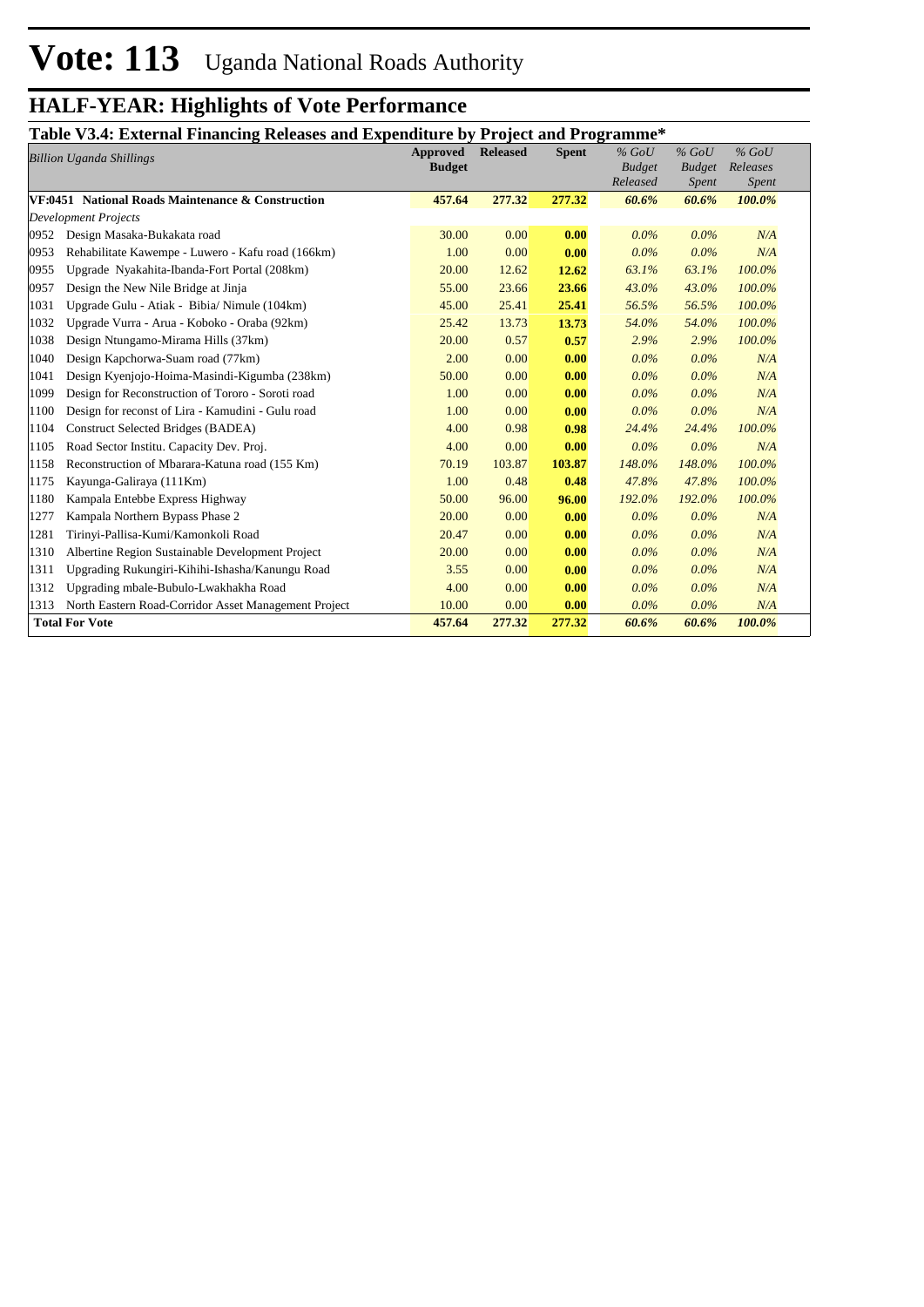# Vote: 113 Uganda National Roads Authority

## HALF-YEAR: Highlights of Vote Performance

### Table V3.4: External Financing Releases and Expenditure by Project and Programme*

| *Billion Uganda Shillings* | Approved Budget | Released | Spent | *% GoU Budget Released* | *% GoU Budget Spent* | *% GoU Releases Spent* |
|---|---|---|---|---|---|---|
| **VF:0451 National Roads Maintenance & Construction** | **457.64** | **277.32** | **277.32** | ***60.6%*** | ***60.6%*** | ***100.0%*** |
| *Development Projects* | | | | | | |
| 0952 Design Masaka-Bukakata road | 30.00 | 0.00 | **0.00** | *0.0%* | *0.0%* | *N/A* |
| 0953 Rehabilitate Kawempe - Luwero - Kafu road (166km) | 1.00 | 0.00 | **0.00** | *0.0%* | *0.0%* | *N/A* |
| 0955 Upgrade Nyakahita-Ibanda-Fort Portal (208km) | 20.00 | 12.62 | **12.62** | *63.1%* | *63.1%* | *100.0%* |
| 0957 Design the New Nile Bridge at Jinja | 55.00 | 23.66 | **23.66** | *43.0%* | *43.0%* | *100.0%* |
| 1031 Upgrade Gulu - Atiak - Bibia/ Nimule (104km) | 45.00 | 25.41 | **25.41** | *56.5%* | *56.5%* | *100.0%* |
| 1032 Upgrade Vurra - Arua - Koboko - Oraba (92km) | 25.42 | 13.73 | **13.73** | *54.0%* | *54.0%* | *100.0%* |
| 1038 Design Ntungamo-Mirama Hills (37km) | 20.00 | 0.57 | **0.57** | *2.9%* | *2.9%* | *100.0%* |
| 1040 Design Kapchorwa-Suam road (77km) | 2.00 | 0.00 | **0.00** | *0.0%* | *0.0%* | *N/A* |
| 1041 Design Kyenjojo-Hoima-Masindi-Kigumba (238km) | 50.00 | 0.00 | **0.00** | *0.0%* | *0.0%* | *N/A* |
| 1099 Design for Reconstruction of Tororo - Soroti road | 1.00 | 0.00 | **0.00** | *0.0%* | *0.0%* | *N/A* |
| 1100 Design for reconst of Lira - Kamudini - Gulu road | 1.00 | 0.00 | **0.00** | *0.0%* | *0.0%* | *N/A* |
| 1104 Construct Selected Bridges (BADEA) | 4.00 | 0.98 | **0.98** | *24.4%* | *24.4%* | *100.0%* |
| 1105 Road Sector Institu. Capacity Dev. Proj. | 4.00 | 0.00 | **0.00** | *0.0%* | *0.0%* | *N/A* |
| 1158 Reconstruction of Mbarara-Katuna road (155 Km) | 70.19 | 103.87 | **103.87** | *148.0%* | *148.0%* | *100.0%* |
| 1175 Kayunga-Galiraya (111Km) | 1.00 | 0.48 | **0.48** | *47.8%* | *47.8%* | *100.0%* |
| 1180 Kampala Entebbe Express Highway | 50.00 | 96.00 | **96.00** | *192.0%* | *192.0%* | *100.0%* |
| 1277 Kampala Northern Bypass Phase 2 | 20.00 | 0.00 | **0.00** | *0.0%* | *0.0%* | *N/A* |
| 1281 Tirinyi-Pallisa-Kumi/Kamonkoli Road | 20.47 | 0.00 | **0.00** | *0.0%* | *0.0%* | *N/A* |
| 1310 Albertine Region Sustainable Development Project | 20.00 | 0.00 | **0.00** | *0.0%* | *0.0%* | *N/A* |
| 1311 Upgrading Rukungiri-Kihihi-Ishasha/Kanungu Road | 3.55 | 0.00 | **0.00** | *0.0%* | *0.0%* | *N/A* |
| 1312 Upgrading mbale-Bubulo-Lwakhakha Road | 4.00 | 0.00 | **0.00** | *0.0%* | *0.0%* | *N/A* |
| 1313 North Eastern Road-Corridor Asset Management Project | 10.00 | 0.00 | **0.00** | *0.0%* | *0.0%* | *N/A* |
| **Total For Vote** | **457.64** | **277.32** | **277.32** | ***60.6%*** | ***60.6%*** | ***100.0%*** |